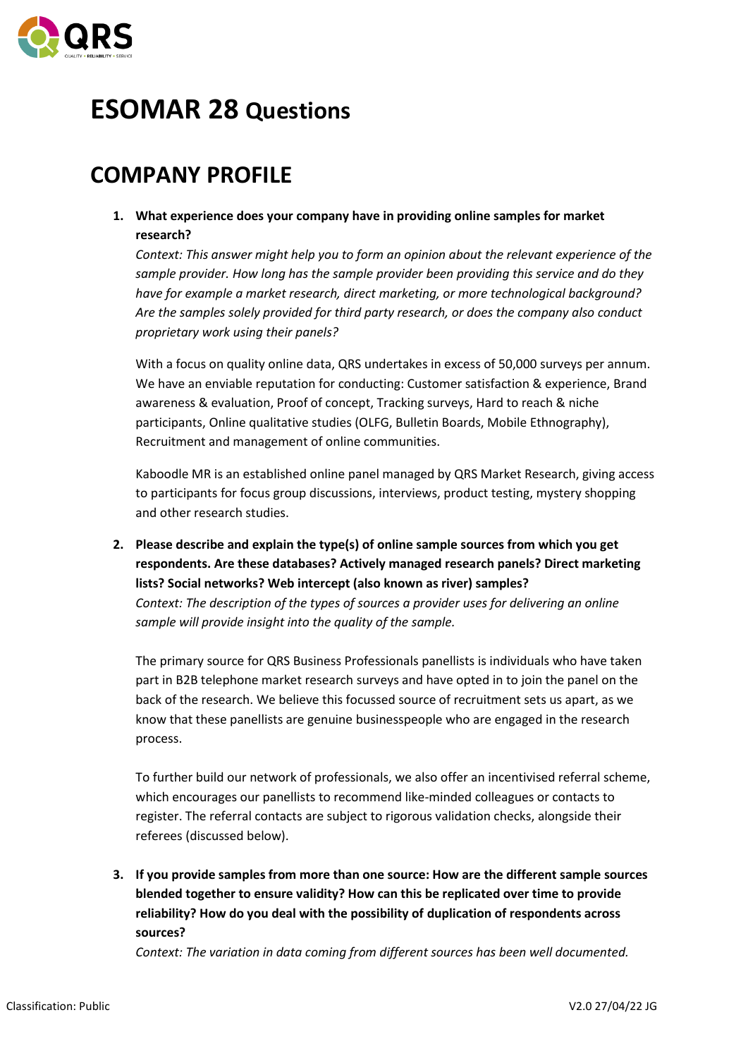# ESOMAR 28 Questions

## COMPANY PROFILE

1. **What experience does your company have in providing online samples for market research?**
   *Context: This answer might help you to form an opinion about the relevant experience of the sample provider. How long has the sample provider been providing this service and do they have for example a market research, direct marketing, or more technological background? Are the samples solely provided for third party research, or does the company also conduct proprietary work using their panels?*

   With a focus on quality online data, QRS undertakes in excess of 50,000 surveys per annum. We have an enviable reputation for conducting: Customer satisfaction & experience, Brand awareness & evaluation, Proof of concept, Tracking surveys, Hard to reach & niche participants, Online qualitative studies (OLFG, Bulletin Boards, Mobile Ethnography), Recruitment and management of online communities.

   Kaboodle MR is an established online panel managed by QRS Market Research, giving access to participants for focus group discussions, interviews, product testing, mystery shopping and other research studies.

2. **Please describe and explain the type(s) of online sample sources from which you get respondents. Are these databases? Actively managed research panels? Direct marketing lists? Social networks? Web intercept (also known as river) samples?**
   *Context: The description of the types of sources a provider uses for delivering an online sample will provide insight into the quality of the sample.*

   The primary source for QRS Business Professionals panellists is individuals who have taken part in B2B telephone market research surveys and have opted in to join the panel on the back of the research. We believe this focussed source of recruitment sets us apart, as we know that these panellists are genuine businesspeople who are engaged in the research process.

   To further build our network of professionals, we also offer an incentivised referral scheme, which encourages our panellists to recommend like-minded colleagues or contacts to register. The referral contacts are subject to rigorous validation checks, alongside their referees (discussed below).

3. **If you provide samples from more than one source: How are the different sample sources blended together to ensure validity? How can this be replicated over time to provide reliability? How do you deal with the possibility of duplication of respondents across sources?**
   *Context: The variation in data coming from different sources has been well documented.*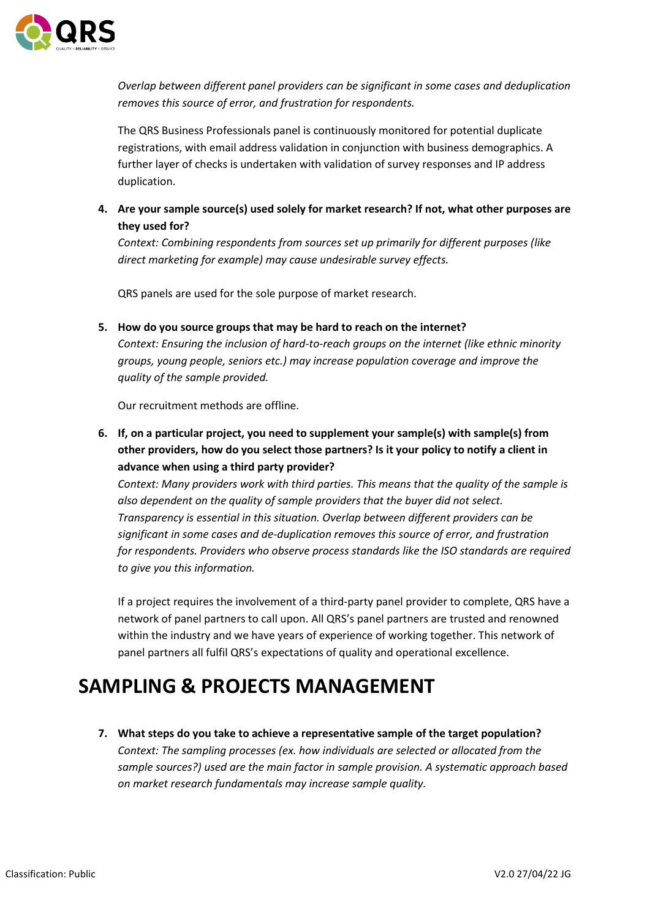*Overlap between different panel providers can be significant in some cases and deduplication removes this source of error, and frustration for respondents.*

The QRS Business Professionals panel is continuously monitored for potential duplicate registrations, with email address validation in conjunction with business demographics. A further layer of checks is undertaken with validation of survey responses and IP address duplication.

4. **Are your sample source(s) used solely for market research? If not, what other purposes are they used for?**
   *Context: Combining respondents from sources set up primarily for different purposes (like direct marketing for example) may cause undesirable survey effects.*

   QRS panels are used for the sole purpose of market research.

5. **How do you source groups that may be hard to reach on the internet?**
   *Context: Ensuring the inclusion of hard-to-reach groups on the internet (like ethnic minority groups, young people, seniors etc.) may increase population coverage and improve the quality of the sample provided.*

   Our recruitment methods are offline.

6. **If, on a particular project, you need to supplement your sample(s) with sample(s) from other providers, how do you select those partners? Is it your policy to notify a client in advance when using a third party provider?**
   *Context: Many providers work with third parties. This means that the quality of the sample is also dependent on the quality of sample providers that the buyer did not select. Transparency is essential in this situation. Overlap between different providers can be significant in some cases and de-duplication removes this source of error, and frustration for respondents. Providers who observe process standards like the ISO standards are required to give you this information.*

   If a project requires the involvement of a third-party panel provider to complete, QRS have a network of panel partners to call upon. All QRS's panel partners are trusted and renowned within the industry and we have years of experience of working together. This network of panel partners all fulfil QRS's expectations of quality and operational excellence.

# SAMPLING & PROJECTS MANAGEMENT

7. **What steps do you take to achieve a representative sample of the target population?**
   *Context: The sampling processes (ex. how individuals are selected or allocated from the sample sources?) used are the main factor in sample provision. A systematic approach based on market research fundamentals may increase sample quality.*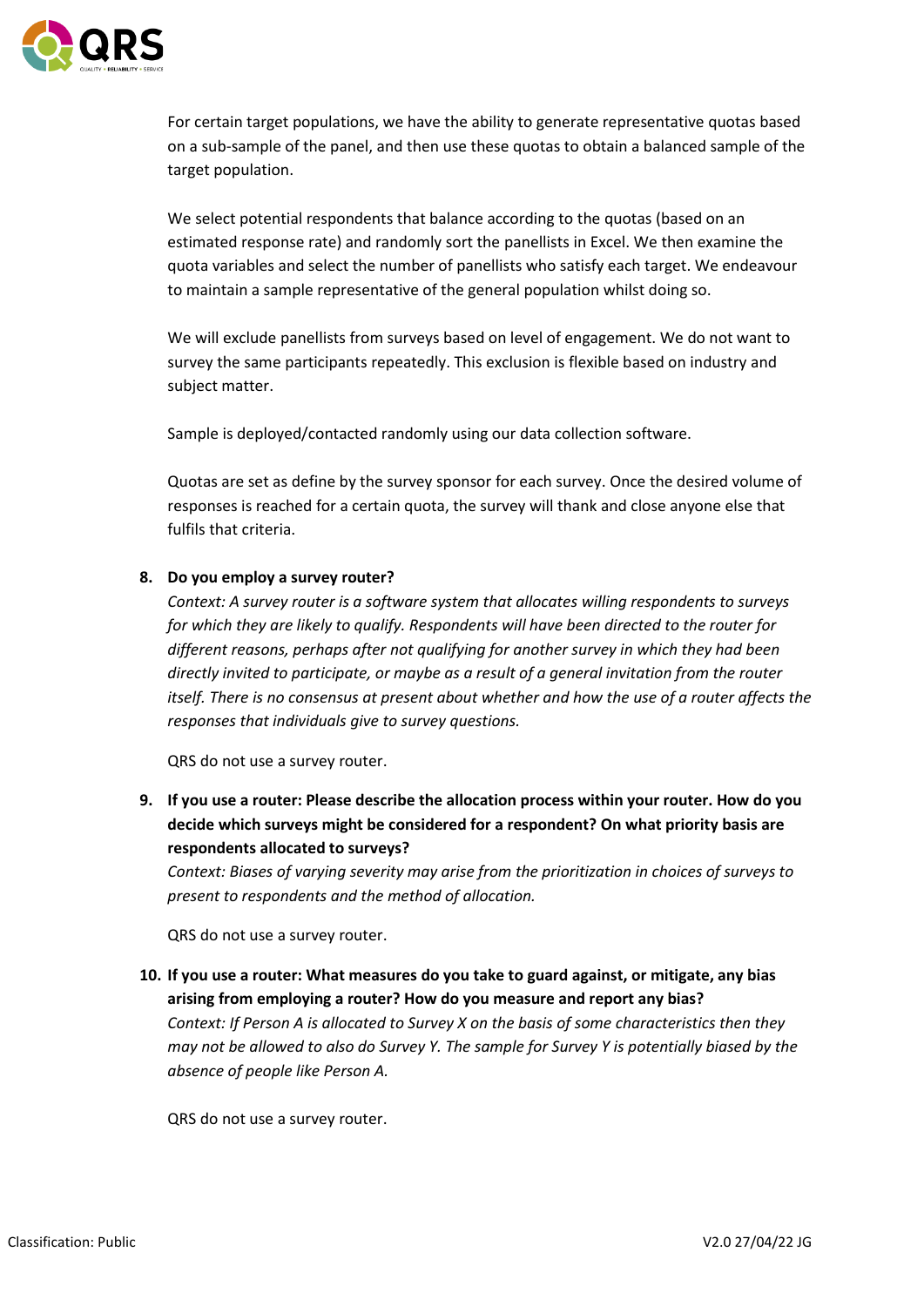For certain target populations, we have the ability to generate representative quotas based on a sub-sample of the panel, and then use these quotas to obtain a balanced sample of the target population.

We select potential respondents that balance according to the quotas (based on an estimated response rate) and randomly sort the panellists in Excel. We then examine the quota variables and select the number of panellists who satisfy each target. We endeavour to maintain a sample representative of the general population whilst doing so.

We will exclude panellists from surveys based on level of engagement. We do not want to survey the same participants repeatedly. This exclusion is flexible based on industry and subject matter.

Sample is deployed/contacted randomly using our data collection software.

Quotas are set as define by the survey sponsor for each survey. Once the desired volume of responses is reached for a certain quota, the survey will thank and close anyone else that fulfils that criteria.

8. **Do you employ a survey router?**

   *Context: A survey router is a software system that allocates willing respondents to surveys for which they are likely to qualify. Respondents will have been directed to the router for different reasons, perhaps after not qualifying for another survey in which they had been directly invited to participate, or maybe as a result of a general invitation from the router itself. There is no consensus at present about whether and how the use of a router affects the responses that individuals give to survey questions.*

   QRS do not use a survey router.

9. **If you use a router: Please describe the allocation process within your router. How do you decide which surveys might be considered for a respondent? On what priority basis are respondents allocated to surveys?**

   *Context: Biases of varying severity may arise from the prioritization in choices of surveys to present to respondents and the method of allocation.*

   QRS do not use a survey router.

10. **If you use a router: What measures do you take to guard against, or mitigate, any bias arising from employing a router? How do you measure and report any bias?**

    *Context: If Person A is allocated to Survey X on the basis of some characteristics then they may not be allowed to also do Survey Y. The sample for Survey Y is potentially biased by the absence of people like Person A.*

    QRS do not use a survey router.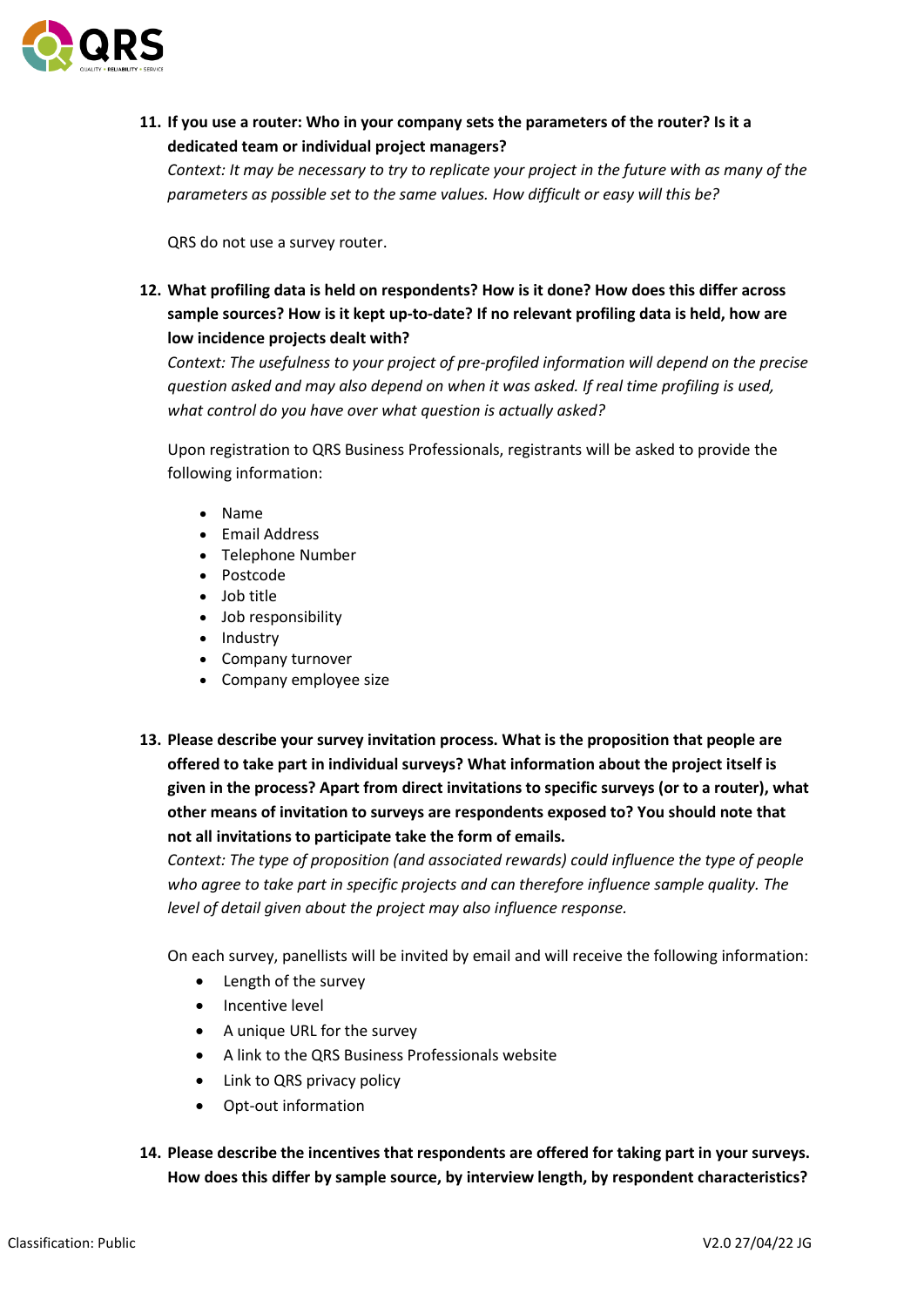11. **If you use a router: Who in your company sets the parameters of the router? Is it a dedicated team or individual project managers?**
    *Context: It may be necessary to try to replicate your project in the future with as many of the parameters as possible set to the same values. How difficult or easy will this be?*

    QRS do not use a survey router.

12. **What profiling data is held on respondents? How is it done? How does this differ across sample sources? How is it kept up-to-date? If no relevant profiling data is held, how are low incidence projects dealt with?**
    *Context: The usefulness to your project of pre-profiled information will depend on the precise question asked and may also depend on when it was asked. If real time profiling is used, what control do you have over what question is actually asked?*

    Upon registration to QRS Business Professionals, registrants will be asked to provide the following information:

    - Name
    - Email Address
    - Telephone Number
    - Postcode
    - Job title
    - Job responsibility
    - Industry
    - Company turnover
    - Company employee size

13. **Please describe your survey invitation process. What is the proposition that people are offered to take part in individual surveys? What information about the project itself is given in the process? Apart from direct invitations to specific surveys (or to a router), what other means of invitation to surveys are respondents exposed to? You should note that not all invitations to participate take the form of emails.**
    *Context: The type of proposition (and associated rewards) could influence the type of people who agree to take part in specific projects and can therefore influence sample quality. The level of detail given about the project may also influence response.*

    On each survey, panellists will be invited by email and will receive the following information:

    - Length of the survey
    - Incentive level
    - A unique URL for the survey
    - A link to the QRS Business Professionals website
    - Link to QRS privacy policy
    - Opt-out information

14. **Please describe the incentives that respondents are offered for taking part in your surveys. How does this differ by sample source, by interview length, by respondent characteristics?**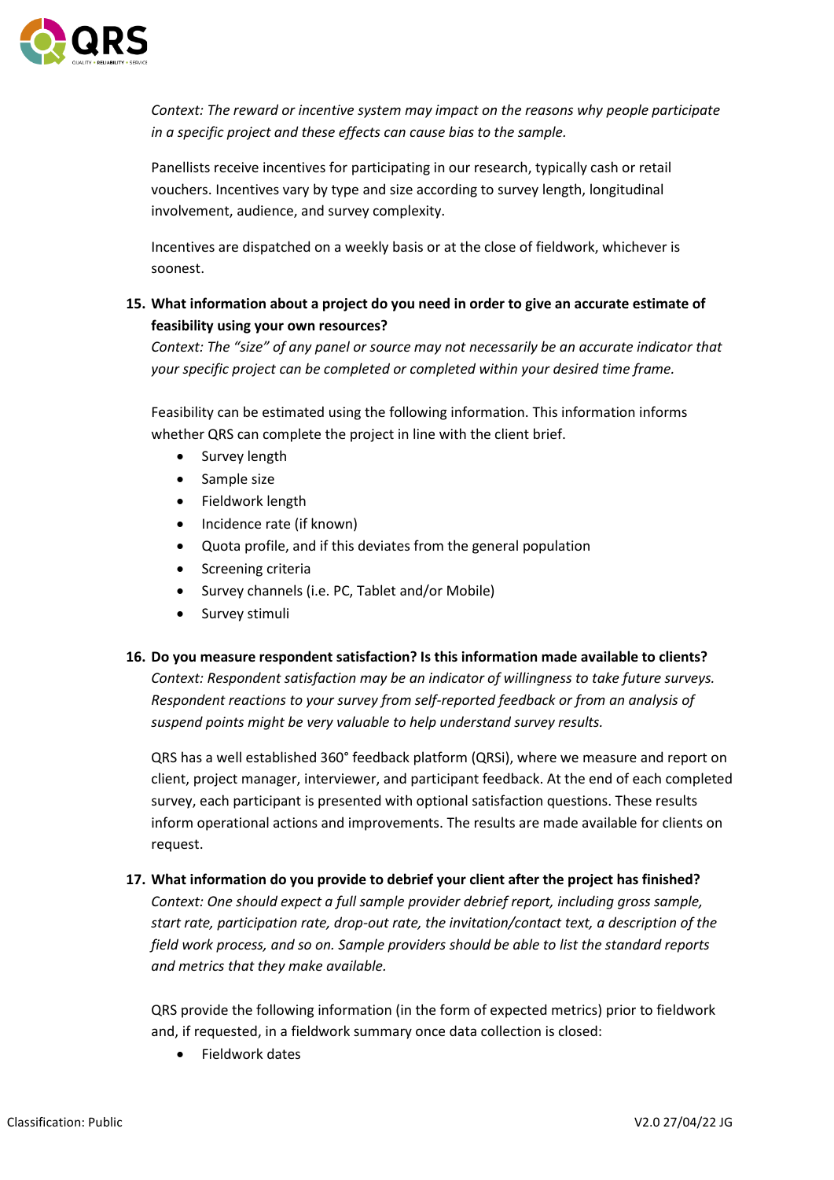*Context: The reward or incentive system may impact on the reasons why people participate in a specific project and these effects can cause bias to the sample.*

Panellists receive incentives for participating in our research, typically cash or retail vouchers. Incentives vary by type and size according to survey length, longitudinal involvement, audience, and survey complexity.

Incentives are dispatched on a weekly basis or at the close of fieldwork, whichever is soonest.

**15. What information about a project do you need in order to give an accurate estimate of feasibility using your own resources?**

*Context: The "size" of any panel or source may not necessarily be an accurate indicator that your specific project can be completed or completed within your desired time frame.*

Feasibility can be estimated using the following information. This information informs whether QRS can complete the project in line with the client brief.

- Survey length
- Sample size
- Fieldwork length
- Incidence rate (if known)
- Quota profile, and if this deviates from the general population
- Screening criteria
- Survey channels (i.e. PC, Tablet and/or Mobile)
- Survey stimuli

**16. Do you measure respondent satisfaction? Is this information made available to clients?**

*Context: Respondent satisfaction may be an indicator of willingness to take future surveys. Respondent reactions to your survey from self-reported feedback or from an analysis of suspend points might be very valuable to help understand survey results.*

QRS has a well established 360° feedback platform (QRSi), where we measure and report on client, project manager, interviewer, and participant feedback. At the end of each completed survey, each participant is presented with optional satisfaction questions. These results inform operational actions and improvements. The results are made available for clients on request.

**17. What information do you provide to debrief your client after the project has finished?**

*Context: One should expect a full sample provider debrief report, including gross sample, start rate, participation rate, drop-out rate, the invitation/contact text, a description of the field work process, and so on. Sample providers should be able to list the standard reports and metrics that they make available.*

QRS provide the following information (in the form of expected metrics) prior to fieldwork and, if requested, in a fieldwork summary once data collection is closed:

- Fieldwork dates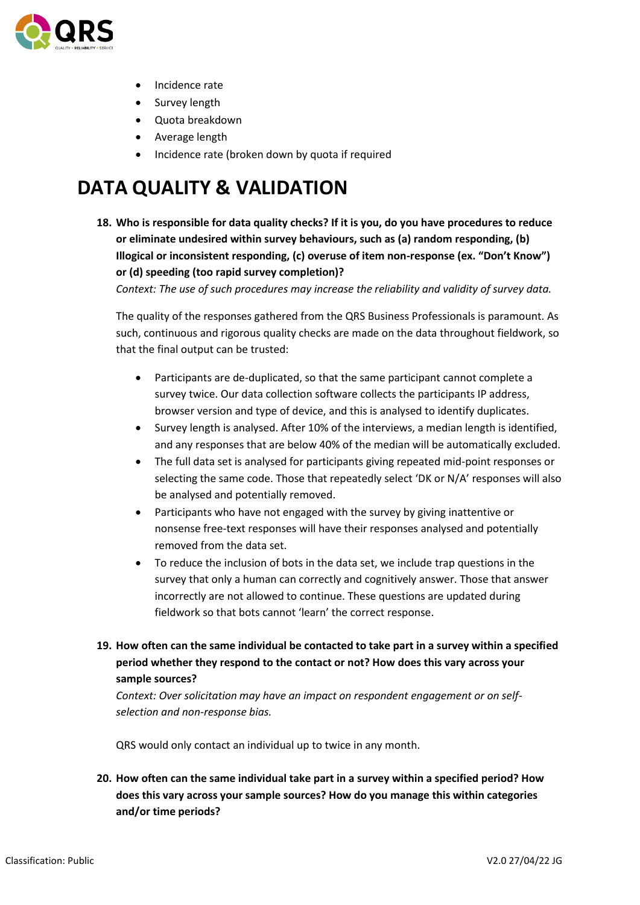- Incidence rate
- Survey length
- Quota breakdown
- Average length
- Incidence rate (broken down by quota if required

# DATA QUALITY & VALIDATION

**18. Who is responsible for data quality checks? If it is you, do you have procedures to reduce or eliminate undesired within survey behaviours, such as (a) random responding, (b) Illogical or inconsistent responding, (c) overuse of item non-response (ex. "Don't Know") or (d) speeding (too rapid survey completion)?**
*Context: The use of such procedures may increase the reliability and validity of survey data.*

The quality of the responses gathered from the QRS Business Professionals is paramount. As such, continuous and rigorous quality checks are made on the data throughout fieldwork, so that the final output can be trusted:

- Participants are de-duplicated, so that the same participant cannot complete a survey twice. Our data collection software collects the participants IP address, browser version and type of device, and this is analysed to identify duplicates.
- Survey length is analysed. After 10% of the interviews, a median length is identified, and any responses that are below 40% of the median will be automatically excluded.
- The full data set is analysed for participants giving repeated mid-point responses or selecting the same code. Those that repeatedly select 'DK or N/A' responses will also be analysed and potentially removed.
- Participants who have not engaged with the survey by giving inattentive or nonsense free-text responses will have their responses analysed and potentially removed from the data set.
- To reduce the inclusion of bots in the data set, we include trap questions in the survey that only a human can correctly and cognitively answer. Those that answer incorrectly are not allowed to continue. These questions are updated during fieldwork so that bots cannot 'learn' the correct response.

**19. How often can the same individual be contacted to take part in a survey within a specified period whether they respond to the contact or not? How does this vary across your sample sources?**
*Context: Over solicitation may have an impact on respondent engagement or on self-selection and non-response bias.*

QRS would only contact an individual up to twice in any month.

**20. How often can the same individual take part in a survey within a specified period? How does this vary across your sample sources? How do you manage this within categories and/or time periods?**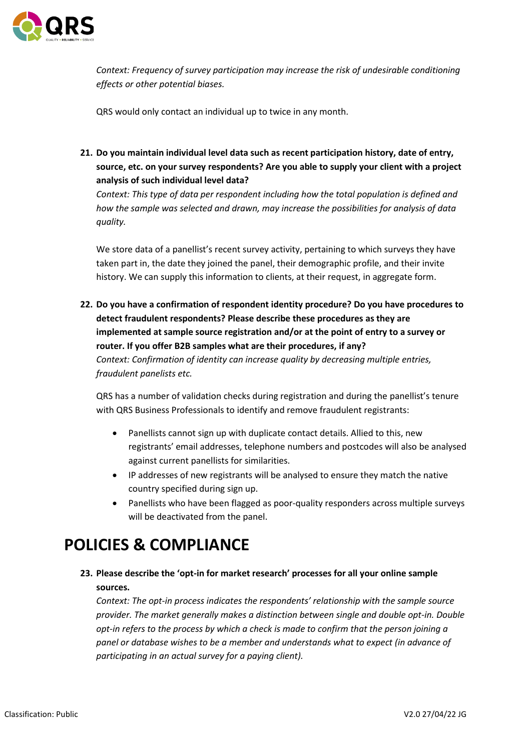*Context: Frequency of survey participation may increase the risk of undesirable conditioning effects or other potential biases.*

QRS would only contact an individual up to twice in any month.

21. **Do you maintain individual level data such as recent participation history, date of entry, source, etc. on your survey respondents? Are you able to supply your client with a project analysis of such individual level data?**
*Context: This type of data per respondent including how the total population is defined and how the sample was selected and drawn, may increase the possibilities for analysis of data quality.*

We store data of a panellist's recent survey activity, pertaining to which surveys they have taken part in, the date they joined the panel, their demographic profile, and their invite history. We can supply this information to clients, at their request, in aggregate form.

22. **Do you have a confirmation of respondent identity procedure? Do you have procedures to detect fraudulent respondents? Please describe these procedures as they are implemented at sample source registration and/or at the point of entry to a survey or router. If you offer B2B samples what are their procedures, if any?**
*Context: Confirmation of identity can increase quality by decreasing multiple entries, fraudulent panelists etc.*

QRS has a number of validation checks during registration and during the panellist's tenure with QRS Business Professionals to identify and remove fraudulent registrants:

- Panellists cannot sign up with duplicate contact details. Allied to this, new registrants' email addresses, telephone numbers and postcodes will also be analysed against current panellists for similarities.
- IP addresses of new registrants will be analysed to ensure they match the native country specified during sign up.
- Panellists who have been flagged as poor-quality responders across multiple surveys will be deactivated from the panel.

# POLICIES & COMPLIANCE

23. **Please describe the 'opt-in for market research' processes for all your online sample sources.**
*Context: The opt-in process indicates the respondents' relationship with the sample source provider. The market generally makes a distinction between single and double opt-in. Double opt-in refers to the process by which a check is made to confirm that the person joining a panel or database wishes to be a member and understands what to expect (in advance of participating in an actual survey for a paying client).*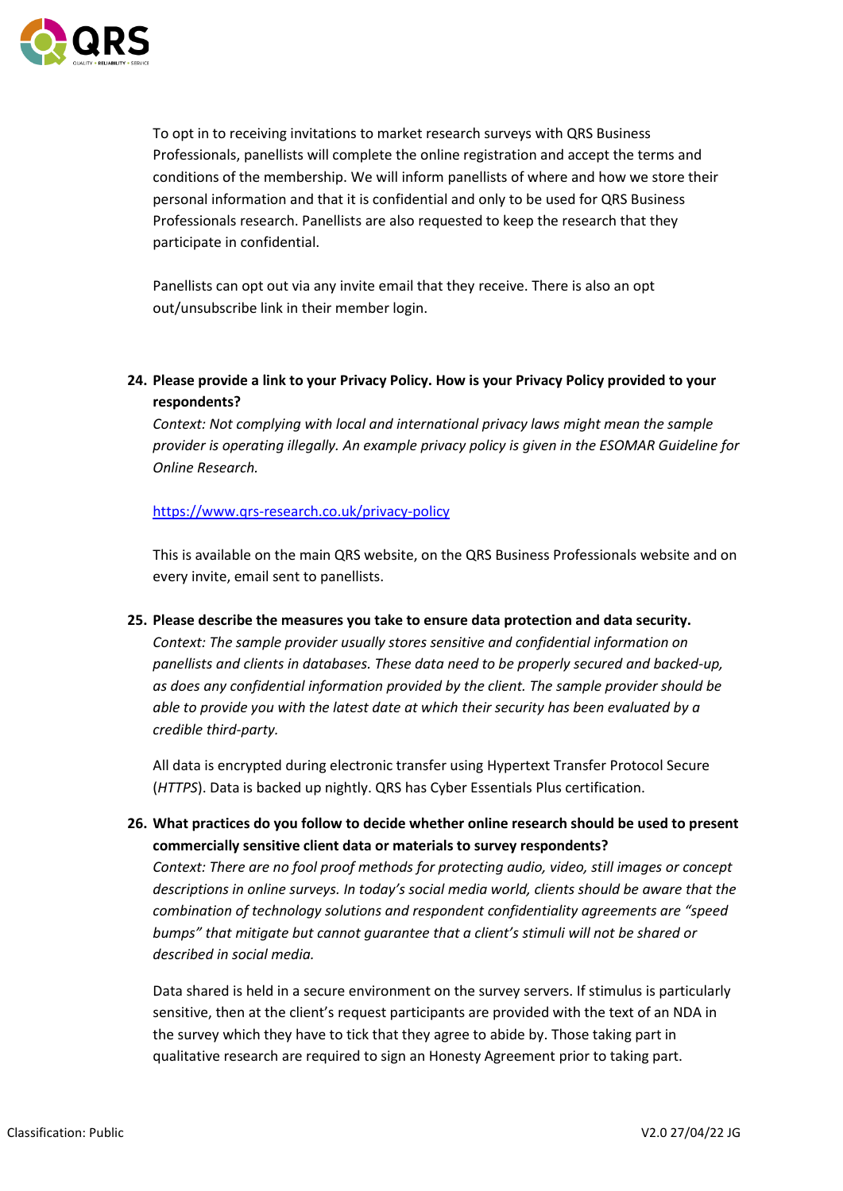To opt in to receiving invitations to market research surveys with QRS Business Professionals, panellists will complete the online registration and accept the terms and conditions of the membership. We will inform panellists of where and how we store their personal information and that it is confidential and only to be used for QRS Business Professionals research. Panellists are also requested to keep the research that they participate in confidential.

Panellists can opt out via any invite email that they receive. There is also an opt out/unsubscribe link in their member login.

**24. Please provide a link to your Privacy Policy. How is your Privacy Policy provided to your respondents?**

*Context: Not complying with local and international privacy laws might mean the sample provider is operating illegally. An example privacy policy is given in the ESOMAR Guideline for Online Research.*

https://www.qrs-research.co.uk/privacy-policy

This is available on the main QRS website, on the QRS Business Professionals website and on every invite, email sent to panellists.

**25. Please describe the measures you take to ensure data protection and data security.**

*Context: The sample provider usually stores sensitive and confidential information on panellists and clients in databases. These data need to be properly secured and backed-up, as does any confidential information provided by the client. The sample provider should be able to provide you with the latest date at which their security has been evaluated by a credible third-party.*

All data is encrypted during electronic transfer using Hypertext Transfer Protocol Secure (*HTTPS*). Data is backed up nightly. QRS has Cyber Essentials Plus certification.

**26. What practices do you follow to decide whether online research should be used to present commercially sensitive client data or materials to survey respondents?**

*Context: There are no fool proof methods for protecting audio, video, still images or concept descriptions in online surveys. In today's social media world, clients should be aware that the combination of technology solutions and respondent confidentiality agreements are "speed bumps" that mitigate but cannot guarantee that a client's stimuli will not be shared or described in social media.*

Data shared is held in a secure environment on the survey servers. If stimulus is particularly sensitive, then at the client's request participants are provided with the text of an NDA in the survey which they have to tick that they agree to abide by. Those taking part in qualitative research are required to sign an Honesty Agreement prior to taking part.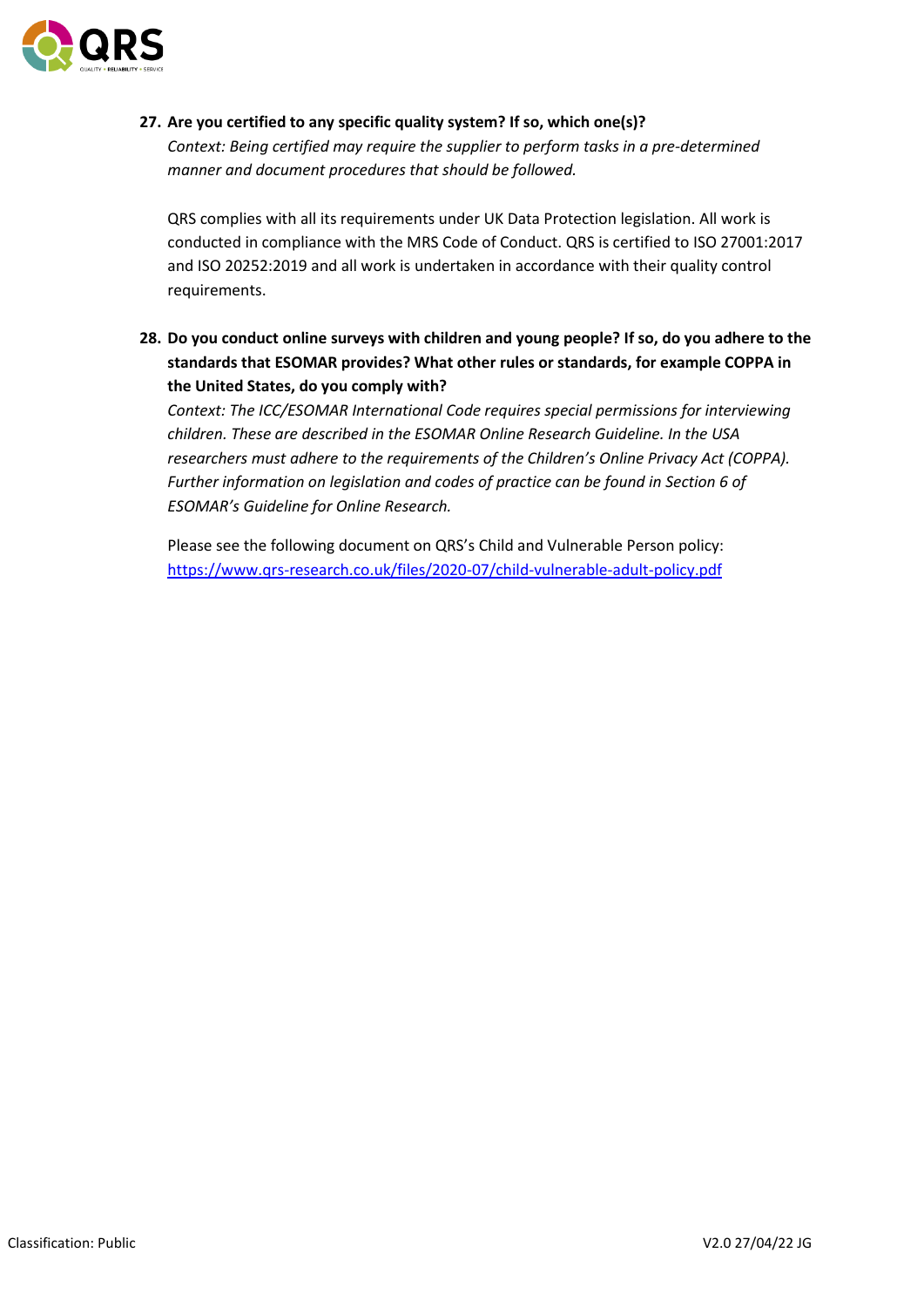**27. Are you certified to any specific quality system? If so, which one(s)?**

*Context: Being certified may require the supplier to perform tasks in a pre-determined manner and document procedures that should be followed.*

QRS complies with all its requirements under UK Data Protection legislation. All work is conducted in compliance with the MRS Code of Conduct. QRS is certified to ISO 27001:2017 and ISO 20252:2019 and all work is undertaken in accordance with their quality control requirements.

**28. Do you conduct online surveys with children and young people? If so, do you adhere to the standards that ESOMAR provides? What other rules or standards, for example COPPA in the United States, do you comply with?**

*Context: The ICC/ESOMAR International Code requires special permissions for interviewing children. These are described in the ESOMAR Online Research Guideline. In the USA researchers must adhere to the requirements of the Children's Online Privacy Act (COPPA). Further information on legislation and codes of practice can be found in Section 6 of ESOMAR's Guideline for Online Research.*

Please see the following document on QRS's Child and Vulnerable Person policy: https://www.qrs-research.co.uk/files/2020-07/child-vulnerable-adult-policy.pdf